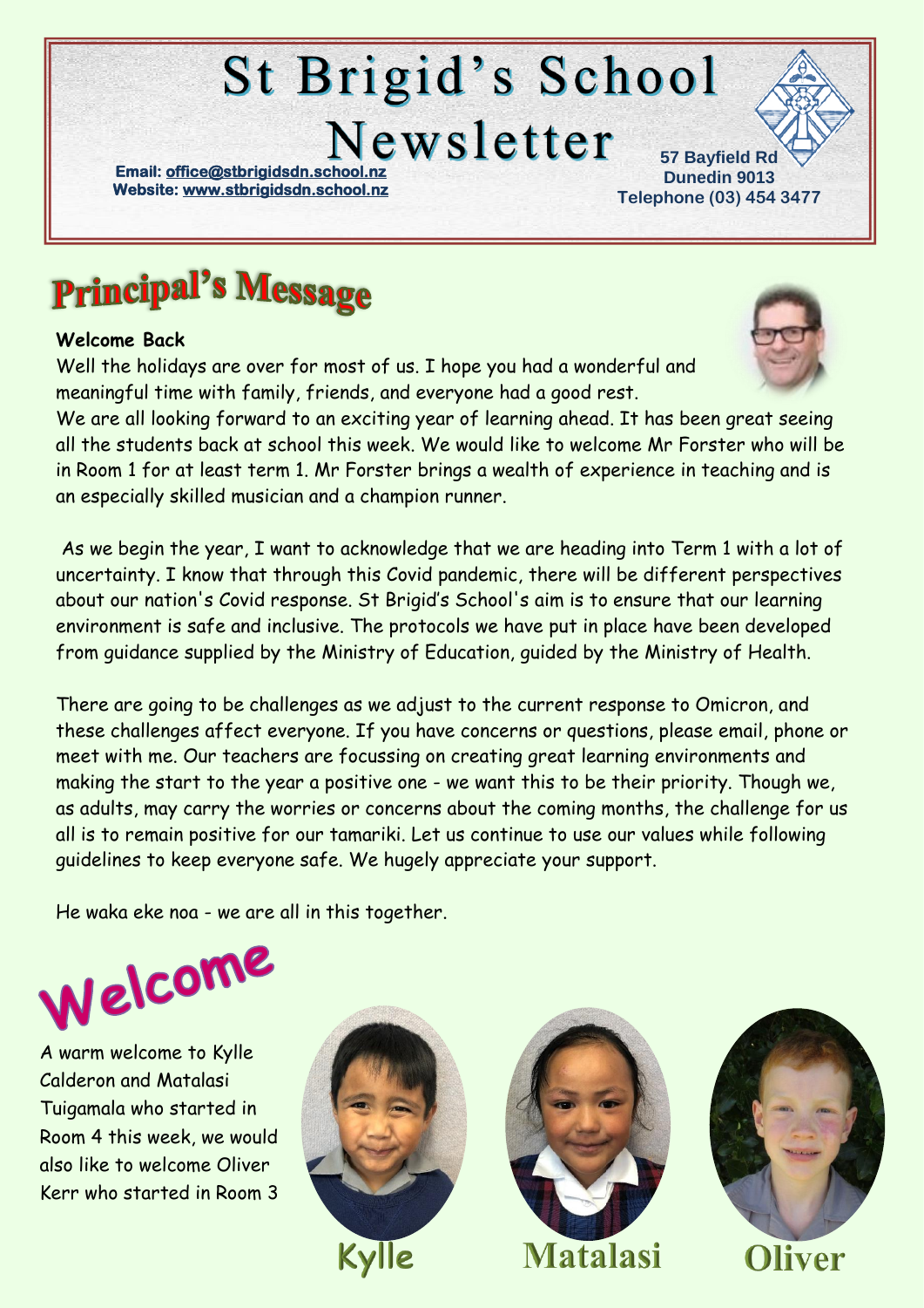# St Brigid's School Newsletter

Email: office@stbrigidsdn.school.nz
Website: www.stbrigidsdn.school.nz

57 Bayfield Rd
Dunedin 9013
Telephone (03) 454 3477

## Principal's Message

**Welcome Back**

Well the holidays are over for most of us. I hope you had a wonderful and meaningful time with family, friends, and everyone had a good rest.
We are all looking forward to an exciting year of learning ahead. It has been great seeing all the students back at school this week. We would like to welcome Mr Forster who will be in Room 1 for at least term 1. Mr Forster brings a wealth of experience in teaching and is an especially skilled musician and a champion runner.

As we begin the year, I want to acknowledge that we are heading into Term 1 with a lot of uncertainty. I know that through this Covid pandemic, there will be different perspectives about our nation's Covid response. St Brigid's School's aim is to ensure that our learning environment is safe and inclusive. The protocols we have put in place have been developed from guidance supplied by the Ministry of Education, guided by the Ministry of Health.

There are going to be challenges as we adjust to the current response to Omicron, and these challenges affect everyone. If you have concerns or questions, please email, phone or meet with me. Our teachers are focussing on creating great learning environments and making the start to the year a positive one - we want this to be their priority. Though we, as adults, may carry the worries or concerns about the coming months, the challenge for us all is to remain positive for our tamariki. Let us continue to use our values while following guidelines to keep everyone safe. We hugely appreciate your support.

He waka eke noa - we are all in this together.

## Welcome

A warm welcome to Kylle Calderon and Matalasi Tuigamala who started in Room 4 this week, we would also like to welcome Oliver Kerr who started in Room 3

Kylle

Matalasi

Oliver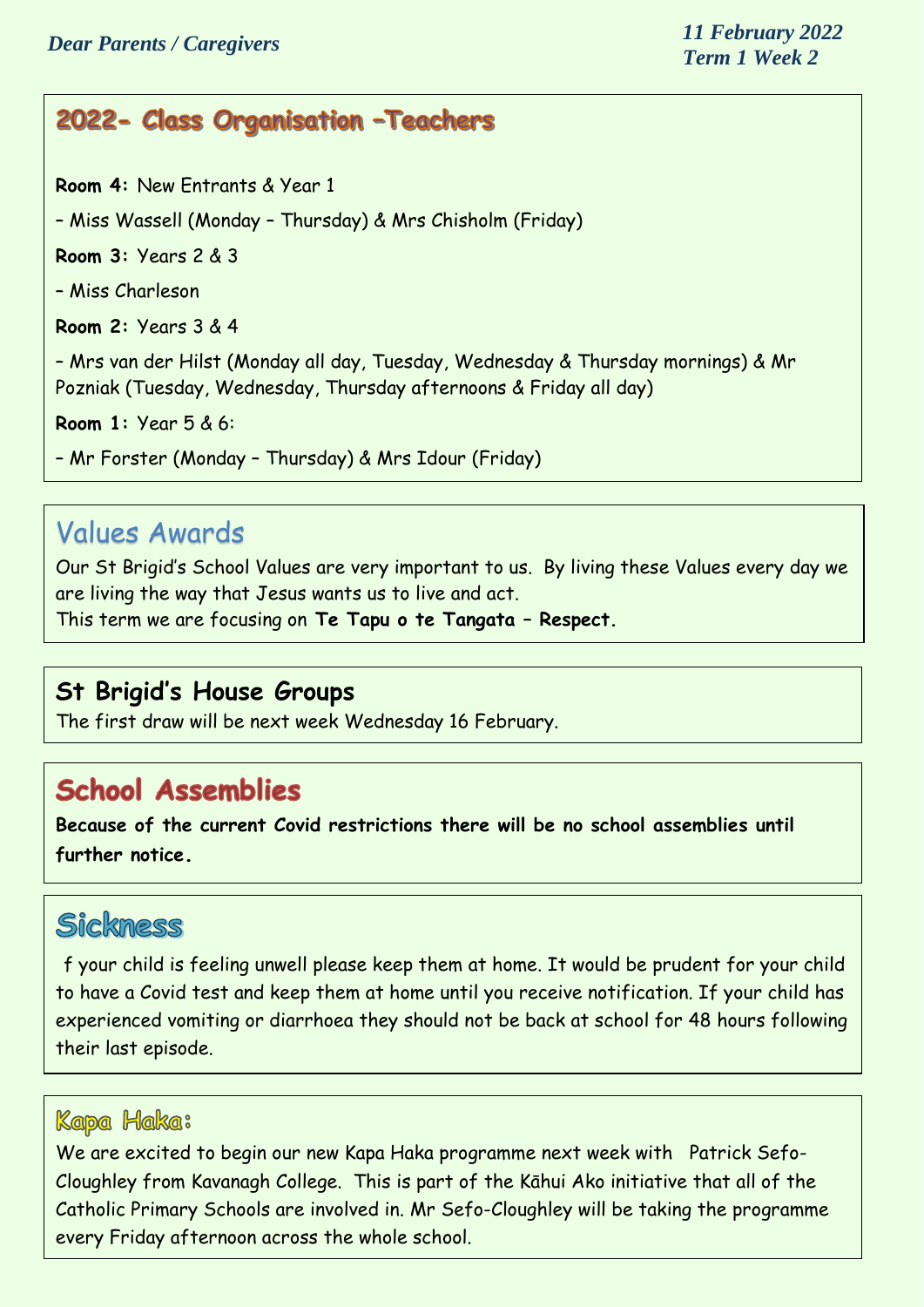*Dear Parents / Caregivers*

*11 February 2022*
*Term 1 Week 2*

## 2022- Class Organisation -Teachers

**Room 4:** New Entrants & Year 1

– Miss Wassell (Monday – Thursday) & Mrs Chisholm (Friday)

**Room 3:** Years 2 & 3

– Miss Charleson

**Room 2:** Years 3 & 4

– Mrs van der Hilst (Monday all day, Tuesday, Wednesday & Thursday mornings) & Mr Pozniak (Tuesday, Wednesday, Thursday afternoons & Friday all day)

**Room 1:** Year 5 & 6:

– Mr Forster (Monday – Thursday) & Mrs Idour (Friday)

## Values Awards

Our St Brigid's School Values are very important to us. By living these Values every day we are living the way that Jesus wants us to live and act.
This term we are focusing on **Te Tapu o te Tangata – Respect.**

## St Brigid's House Groups

The first draw will be next week Wednesday 16 February.

## School Assemblies

**Because of the current Covid restrictions there will be no school assemblies until further notice.**

## Sickness

f your child is feeling unwell please keep them at home. It would be prudent for your child to have a Covid test and keep them at home until you receive notification. If your child has experienced vomiting or diarrhoea they should not be back at school for 48 hours following their last episode.

## Kapa Haka:

We are excited to begin our new Kapa Haka programme next week with Patrick Sefo-Cloughley from Kavanagh College. This is part of the Kāhui Ako initiative that all of the Catholic Primary Schools are involved in. Mr Sefo-Cloughley will be taking the programme every Friday afternoon across the whole school.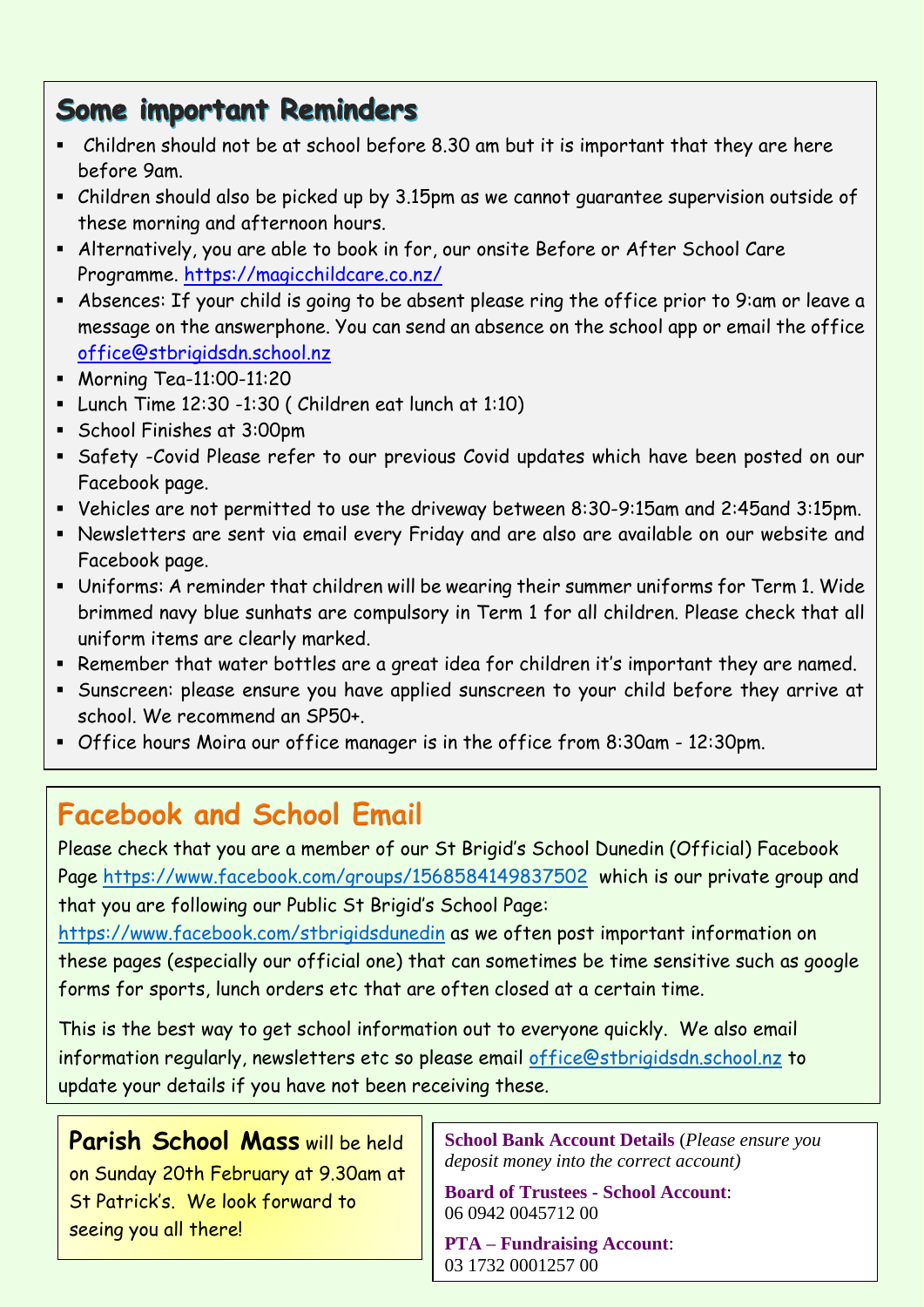## Some important Reminders

- Children should not be at school before 8.30 am but it is important that they are here before 9am.
- Children should also be picked up by 3.15pm as we cannot guarantee supervision outside of these morning and afternoon hours.
- Alternatively, you are able to book in for, our onsite Before or After School Care Programme. https://magicchildcare.co.nz/
- Absences: If your child is going to be absent please ring the office prior to 9:am or leave a message on the answerphone. You can send an absence on the school app or email the office office@stbrigidsdn.school.nz
- Morning Tea-11:00-11:20
- Lunch Time 12:30 -1:30 ( Children eat lunch at 1:10)
- School Finishes at 3:00pm
- Safety -Covid Please refer to our previous Covid updates which have been posted on our Facebook page.
- Vehicles are not permitted to use the driveway between 8:30-9:15am and 2:45and 3:15pm.
- Newsletters are sent via email every Friday and are also are available on our website and Facebook page.
- Uniforms: A reminder that children will be wearing their summer uniforms for Term 1. Wide brimmed navy blue sunhats are compulsory in Term 1 for all children. Please check that all uniform items are clearly marked.
- Remember that water bottles are a great idea for children it's important they are named.
- Sunscreen: please ensure you have applied sunscreen to your child before they arrive at school. We recommend an SP50+.
- Office hours Moira our office manager is in the office from 8:30am - 12:30pm.

## Facebook and School Email

Please check that you are a member of our St Brigid's School Dunedin (Official) Facebook Page https://www.facebook.com/groups/1568584149837502 which is our private group and that you are following our Public St Brigid's School Page: https://www.facebook.com/stbrigidsdunedin as we often post important information on these pages (especially our official one) that can sometimes be time sensitive such as google forms for sports, lunch orders etc that are often closed at a certain time.

This is the best way to get school information out to everyone quickly. We also email information regularly, newsletters etc so please email office@stbrigidsdn.school.nz to update your details if you have not been receiving these.

**Parish School Mass** will be held on Sunday 20th February at 9.30am at St Patrick's. We look forward to seeing you all there!

**School Bank Account Details** (*Please ensure you deposit money into the correct account)*

**Board of Trustees - School Account**: 06 0942 0045712 00

**PTA – Fundraising Account**: 03 1732 0001257 00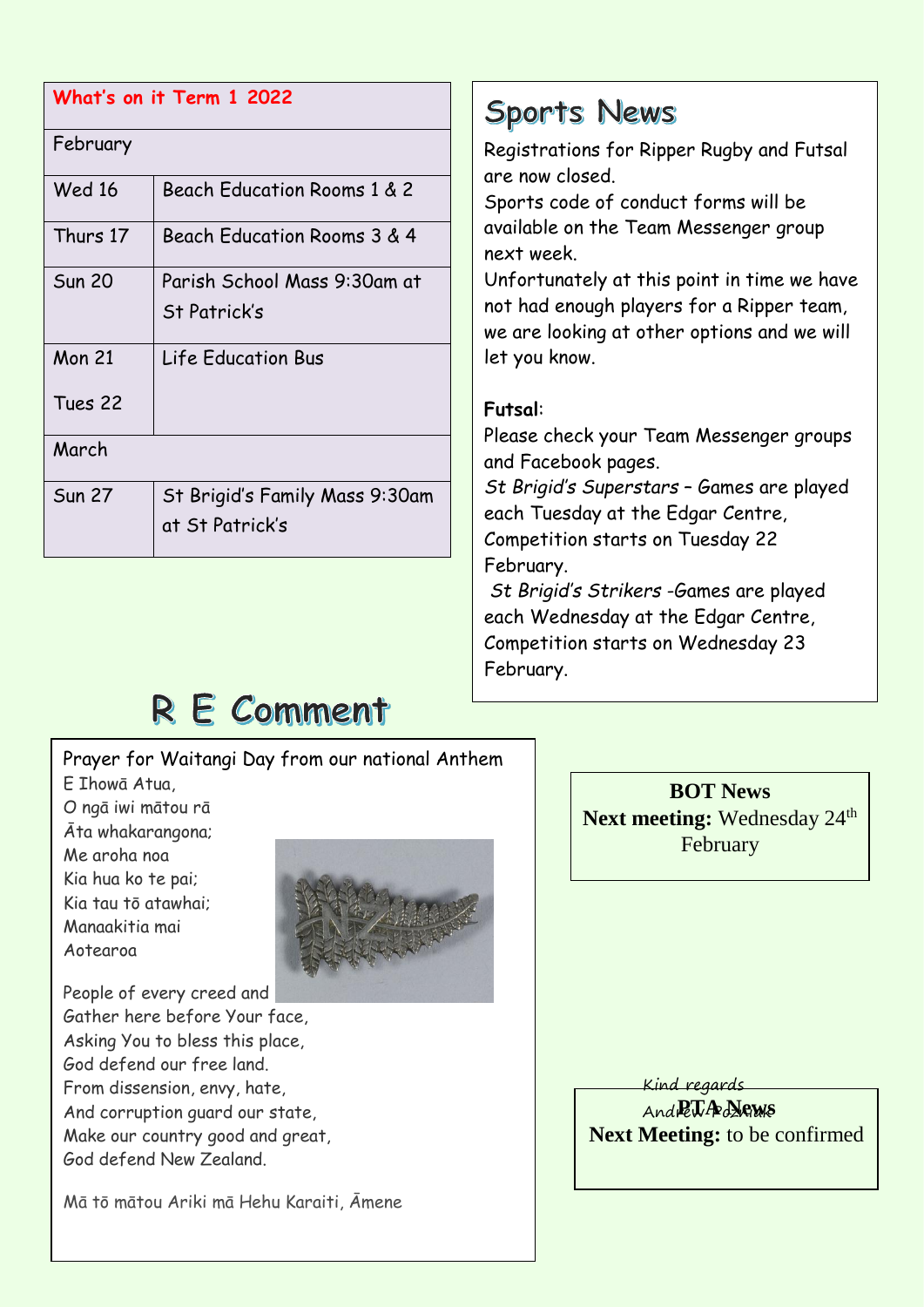| What's on it Term 1 2022 | |
|---|---|
| February | |
| Wed 16 | Beach Education Rooms 1 & 2 |
| Thurs 17 | Beach Education Rooms 3 & 4 |
| Sun 20 | Parish School Mass 9:30am at St Patrick's |
| Mon 21<br>Tues 22 | Life Education Bus |
| March | |
| Sun 27 | St Brigid's Family Mass 9:30am at St Patrick's |

# Sports News

Registrations for Ripper Rugby and Futsal are now closed.
Sports code of conduct forms will be available on the Team Messenger group next week.
Unfortunately at this point in time we have not had enough players for a Ripper team, we are looking at other options and we will let you know.

**Futsal**:
Please check your Team Messenger groups and Facebook pages.
*St Brigid's Superstars* – Games are played each Tuesday at the Edgar Centre, Competition starts on Tuesday 22 February.
*St Brigid's Strikers* -Games are played each Wednesday at the Edgar Centre, Competition starts on Wednesday 23 February.

# R E Comment

Prayer for Waitangi Day from our national Anthem

E Ihowā Atua,
O ngā iwi mātou rā
Āta whakarangona;
Me aroha noa
Kia hua ko te pai;
Kia tau tō atawhai;
Manaakitia mai
Aotearoa

People of every creed and
Gather here before Your face,
Asking You to bless this place,
God defend our free land.
From dissension, envy, hate,
And corruption guard our state,
Make our country good and great,
God defend New Zealand.

Mā tō mātou Ariki mā Hehu Karaiti, Āmene

**BOT News**
**Next meeting:** Wednesday 24th February

*Kind regards*
*Andrew Pozniak*

**PTA News**
**Next Meeting:** to be confirmed